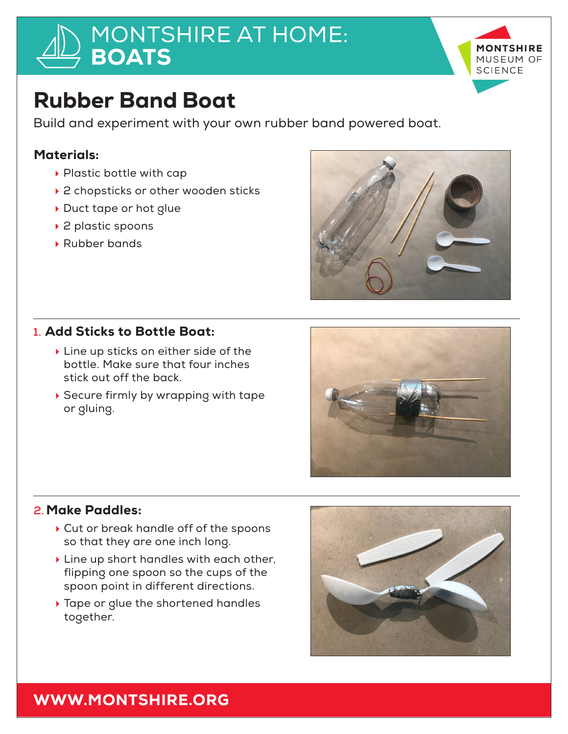# MONTSHIRE AT HOME: **BOATS**

MONTSHIRE MUSEUM OF SCIENCE

## Rubber Band Boat

Build and experiment with your own rubber band powered boat.

### Materials:

- Plastic bottle with cap
- 2 chopsticks or other wooden sticks
- Duct tape or hot glue
- 2 plastic spoons
- Rubber bands

### 1. Add Sticks to Bottle Boat:

- Line up sticks on either side of the bottle. Make sure that four inches stick out off the back.
- Secure firmly by wrapping with tape or gluing.

### 2. Make Paddles:

- Cut or break handle off of the spoons so that they are one inch long.
- Line up short handles with each other, flipping one spoon so the cups of the spoon point in different directions.
- Tape or glue the shortened handles together.

**WWW.MONTSHIRE.ORG**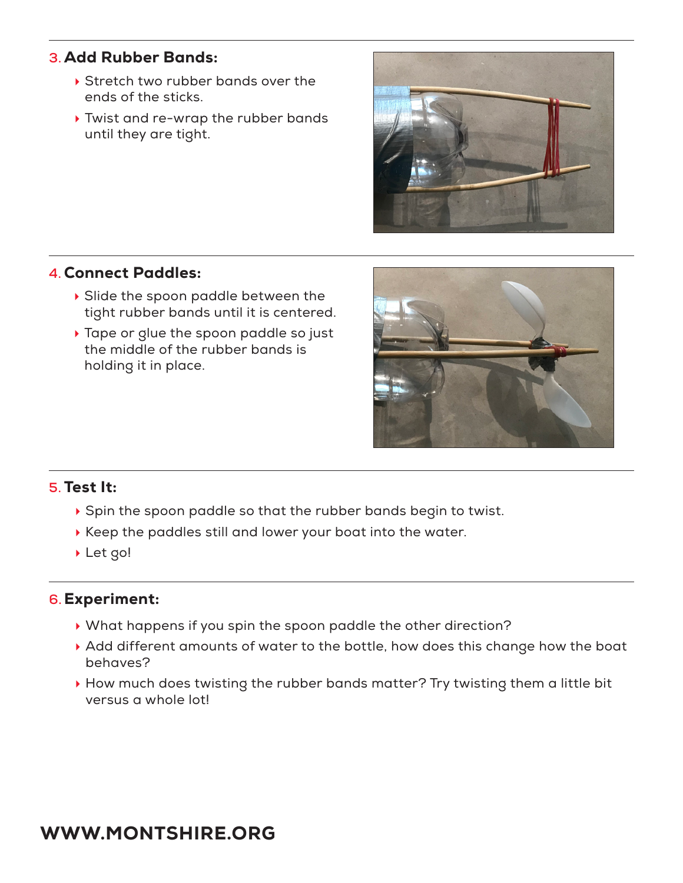## 3. Add Rubber Bands:

- Stretch two rubber bands over the ends of the sticks.
- Twist and re-wrap the rubber bands until they are tight.

## 4. Connect Paddles:

- Slide the spoon paddle between the tight rubber bands until it is centered.
- Tape or glue the spoon paddle so just the middle of the rubber bands is holding it in place.

## 5. Test It:

- Spin the spoon paddle so that the rubber bands begin to twist.
- Keep the paddles still and lower your boat into the water.
- Let go!

## 6. Experiment:

- What happens if you spin the spoon paddle the other direction?
- Add different amounts of water to the bottle, how does this change how the boat behaves?
- How much does twisting the rubber bands matter? Try twisting them a little bit versus a whole lot!

**WWW.MONTSHIRE.ORG**